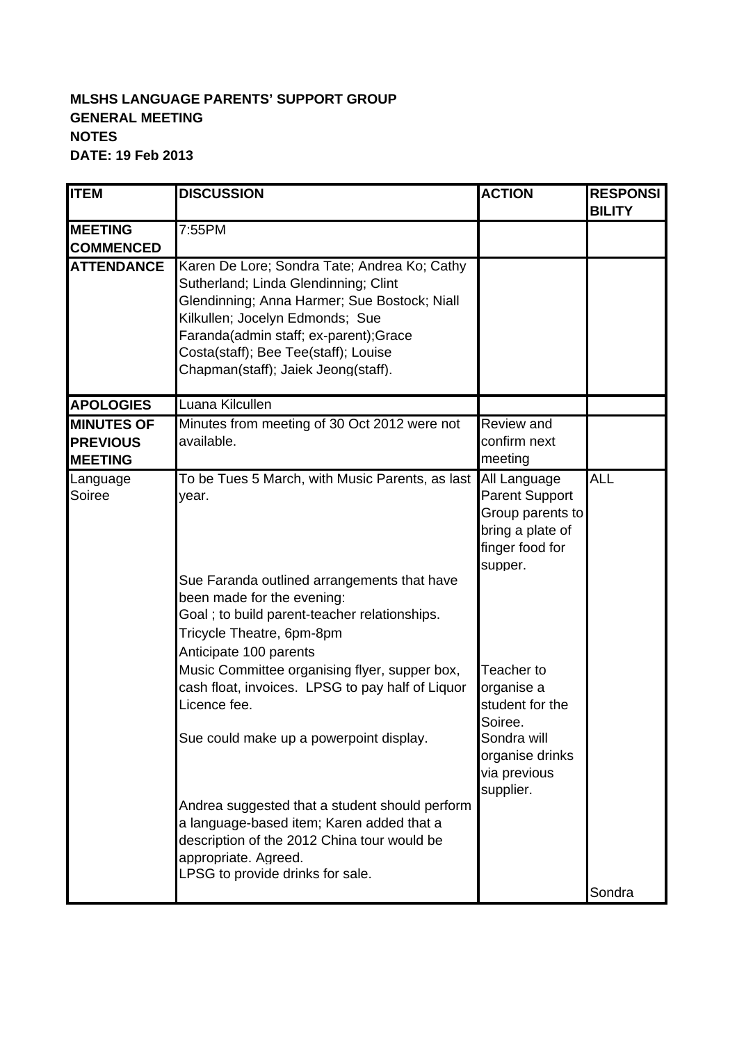**MLSHS LANGUAGE PARENTS' SUPPORT GROUP**
**GENERAL MEETING**
**NOTES**
**DATE: 19 Feb 2013**

| ITEM | DISCUSSION | ACTION | RESPONSIBILITY |
|---|---|---|---|
| **MEETING COMMENCED** | 7:55PM | | |
| **ATTENDANCE** | Karen De Lore; Sondra Tate; Andrea Ko; Cathy Sutherland; Linda Glendinning; Clint Glendinning; Anna Harmer; Sue Bostock; Niall Kilkullen; Jocelyn Edmonds; Sue Faranda(admin staff; ex-parent);Grace Costa(staff); Bee Tee(staff); Louise Chapman(staff); Jaiek Jeong(staff). | | |
| **APOLOGIES** | Luana Kilcullen | | |
| **MINUTES OF PREVIOUS MEETING** | Minutes from meeting of 30 Oct 2012 were not available. | Review and confirm next meeting | |
| Language Soiree | To be Tues 5 March, with Music Parents, as last year.<br><br>Sue Faranda outlined arrangements that have been made for the evening:<br>Goal ; to build parent-teacher relationships.<br>Tricycle Theatre, 6pm-8pm<br>Anticipate 100 parents<br>Music Committee organising flyer, supper box, cash float, invoices. LPSG to pay half of Liquor Licence fee.<br><br>Sue could make up a powerpoint display.<br><br>Andrea suggested that a student should perform a language-based item; Karen added that a description of the 2012 China tour would be appropriate. Agreed.<br>LPSG to provide drinks for sale. | All Language Parent Support Group parents to bring a plate of finger food for supper.<br><br>Teacher to organise a student for the Soiree.<br>Sondra will organise drinks via previous supplier. | ALL<br><br>Sondra |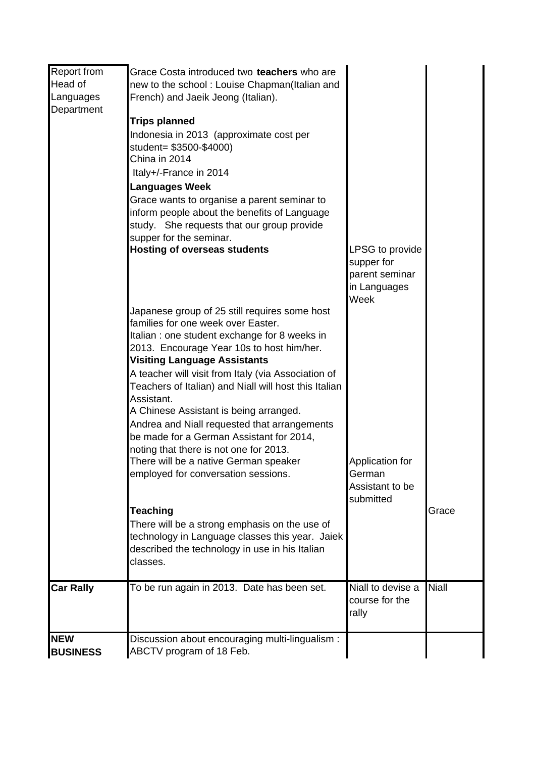| | | | |
|---|---|---|---|
| Report from Head of Languages Department | Grace Costa introduced two **teachers** who are new to the school : Louise Chapman(Italian and French) and Jaeik Jeong (Italian).<br><br>**Trips planned**<br>Indonesia in 2013 (approximate cost per student= $3500-$4000)<br>China in 2014<br>Italy+/-France in 2014<br>**Languages Week**<br>Grace wants to organise a parent seminar to inform people about the benefits of Language study. She requests that our group provide supper for the seminar.<br>**Hosting of overseas students** | LPSG to provide supper for parent seminar in Languages Week | |
| | Japanese group of 25 still requires some host families for one week over Easter.<br>Italian : one student exchange for 8 weeks in 2013. Encourage Year 10s to host him/her.<br>**Visiting Language Assistants**<br>A teacher will visit from Italy (via Association of Teachers of Italian) and Niall will host this Italian Assistant.<br>A Chinese Assistant is being arranged.<br>Andrea and Niall requested that arrangements be made for a German Assistant for 2014, noting that there is not one for 2013.<br>There will be a native German speaker employed for conversation sessions. | Application for German Assistant to be submitted | |
| | **Teaching**<br>There will be a strong emphasis on the use of technology in Language classes this year. Jaiek described the technology in use in his Italian classes. | | Grace |
| **Car Rally** | To be run again in 2013. Date has been set. | Niall to devise a course for the rally | Niall |
| **NEW BUSINESS** | Discussion about encouraging multi-lingualism : ABCTV program of 18 Feb. | | |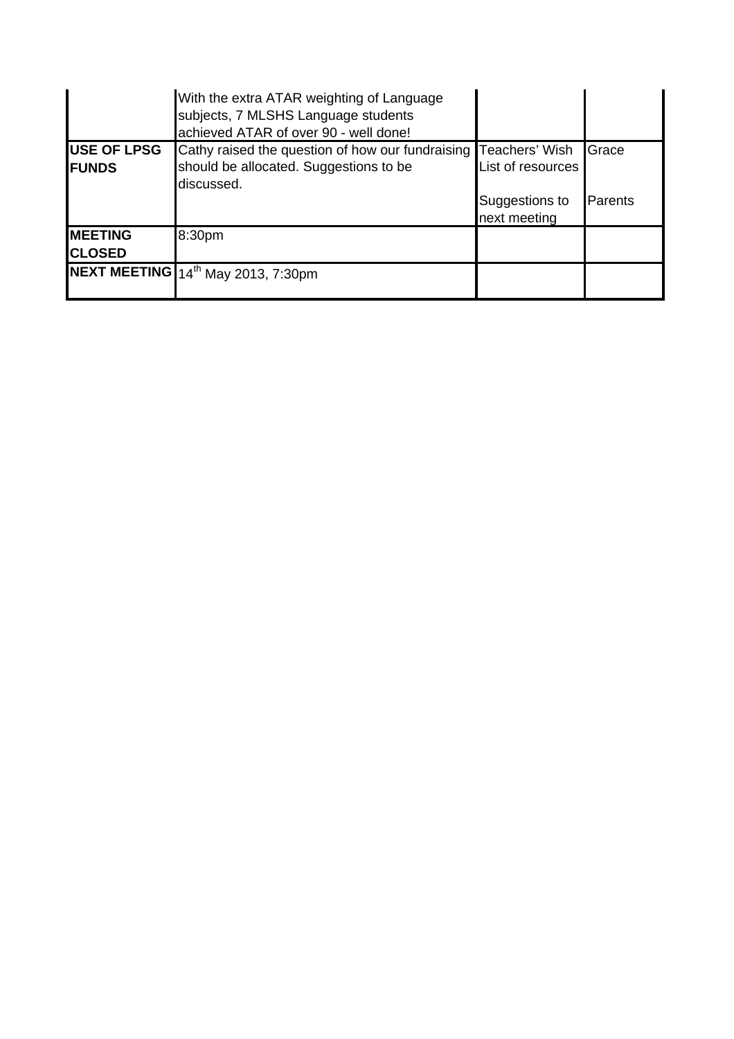| | | | |
|---|---|---|---|
| | With the extra ATAR weighting of Language subjects, 7 MLSHS Language students achieved ATAR of over 90 - well done! | | |
| **USE OF LPSG FUNDS** | Cathy raised the question of how our fundraising should be allocated. Suggestions to be discussed. | Teachers' Wish List of resources<br><br>Suggestions to next meeting | Grace<br><br>Parents |
| **MEETING CLOSED** | 8:30pm | | |
| **NEXT MEETING** | 14th May 2013, 7:30pm | | |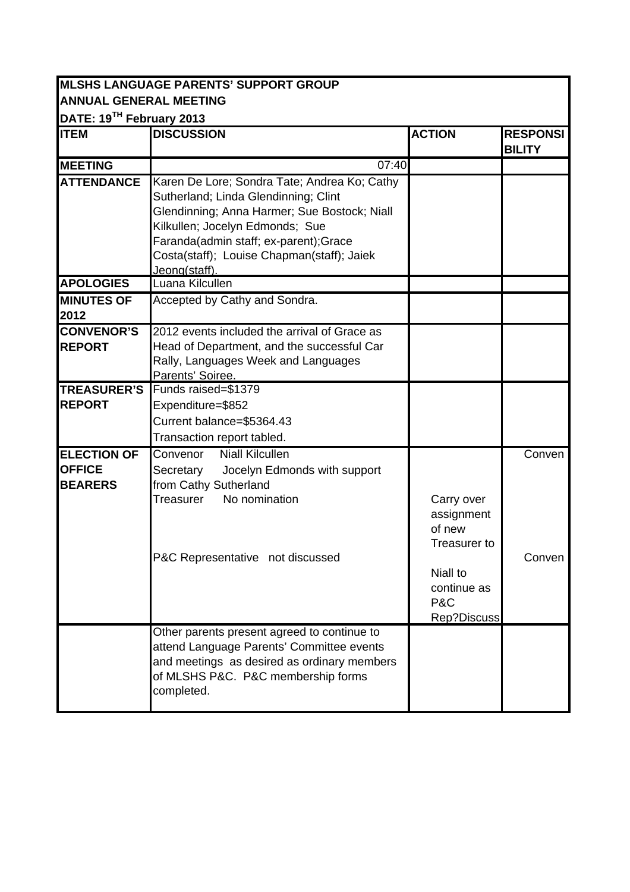**MLSHS LANGUAGE PARENTS' SUPPORT GROUP**

**ANNUAL GENERAL MEETING**

**DATE: 19TH February 2013**

| ITEM | DISCUSSION | ACTION | RESPONSIBILITY |
|---|---|---|---|
| **MEETING** | 07:40 | | |
| **ATTENDANCE** | Karen De Lore; Sondra Tate; Andrea Ko; Cathy Sutherland; Linda Glendinning; Clint Glendinning; Anna Harmer; Sue Bostock; Niall Kilkullen; Jocelyn Edmonds; Sue Faranda(admin staff; ex-parent);Grace Costa(staff); Louise Chapman(staff); Jaiek Jeong(staff). | | |
| **APOLOGIES** | Luana Kilcullen | | |
| **MINUTES OF 2012** | Accepted by Cathy and Sondra. | | |
| **CONVENOR'S REPORT** | 2012 events included the arrival of Grace as Head of Department, and the successful Car Rally, Languages Week and Languages Parents' Soiree. | | |
| **TREASURER'S REPORT** | Funds raised=$1379<br>Expenditure=$852<br>Current balance=$5364.43<br>Transaction report tabled. | | |
| **ELECTION OF OFFICE BEARERS** | Convenor Niall Kilcullen<br>Secretary Jocelyn Edmonds with support from Cathy Sutherland<br>Treasurer No nomination | Carry over assignment of new Treasurer to | Conven |
| | P&C Representative not discussed | Niall to continue as P&C Rep?Discuss | Conven |
| | Other parents present agreed to continue to attend Language Parents' Committee events and meetings as desired as ordinary members of MLSHS P&C. P&C membership forms completed. | | |